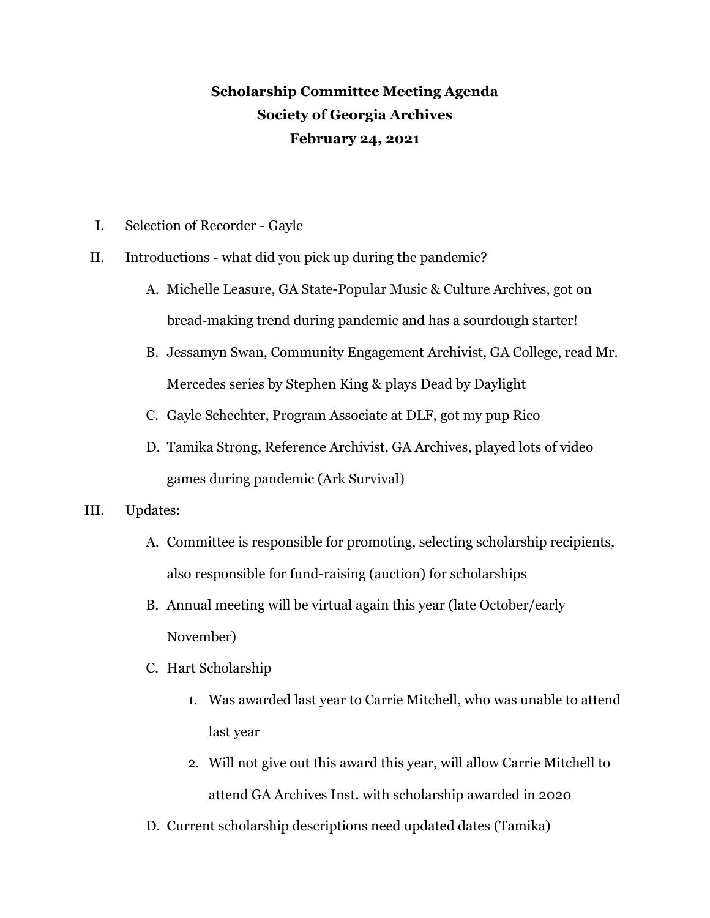**Scholarship Committee Meeting Agenda**
**Society of Georgia Archives**
**February 24, 2021**

I. Selection of Recorder - Gayle

II. Introductions - what did you pick up during the pandemic?

    A. Michelle Leasure, GA State-Popular Music & Culture Archives, got on bread-making trend during pandemic and has a sourdough starter!

    B. Jessamyn Swan, Community Engagement Archivist, GA College, read Mr. Mercedes series by Stephen King & plays Dead by Daylight

    C. Gayle Schechter, Program Associate at DLF, got my pup Rico

    D. Tamika Strong, Reference Archivist, GA Archives, played lots of video games during pandemic (Ark Survival)

III. Updates:

    A. Committee is responsible for promoting, selecting scholarship recipients, also responsible for fund-raising (auction) for scholarships

    B. Annual meeting will be virtual again this year (late October/early November)

    C. Hart Scholarship

        1. Was awarded last year to Carrie Mitchell, who was unable to attend last year

        2. Will not give out this award this year, will allow Carrie Mitchell to attend GA Archives Inst. with scholarship awarded in 2020

    D. Current scholarship descriptions need updated dates (Tamika)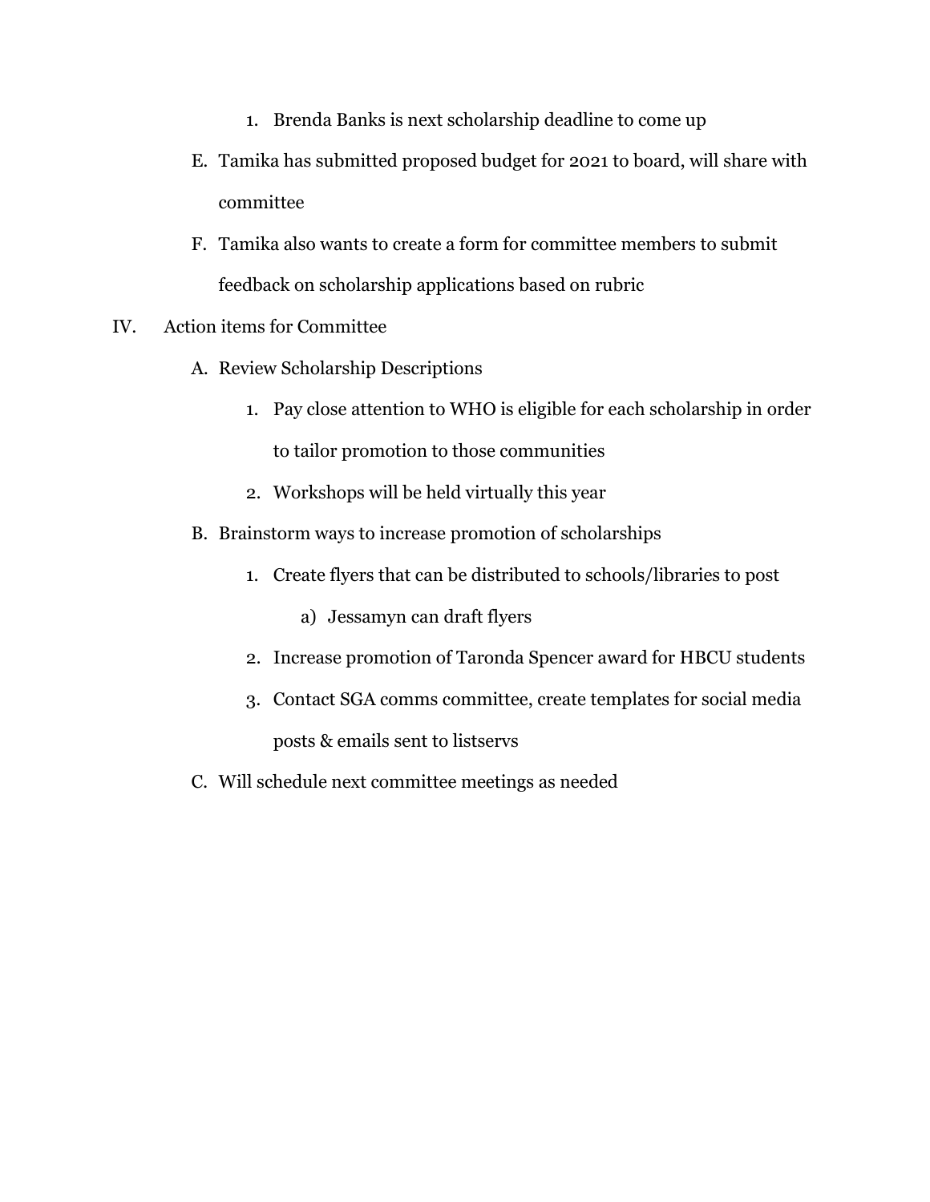1. Brenda Banks is next scholarship deadline to come up

    E. Tamika has submitted proposed budget for 2021 to board, will share with committee

    F. Tamika also wants to create a form for committee members to submit feedback on scholarship applications based on rubric

IV. Action items for Committee

    A. Review Scholarship Descriptions

        1. Pay close attention to WHO is eligible for each scholarship in order to tailor promotion to those communities

        2. Workshops will be held virtually this year

    B. Brainstorm ways to increase promotion of scholarships

        1. Create flyers that can be distributed to schools/libraries to post

            a) Jessamyn can draft flyers

        2. Increase promotion of Taronda Spencer award for HBCU students

        3. Contact SGA comms committee, create templates for social media posts & emails sent to listservs

    C. Will schedule next committee meetings as needed